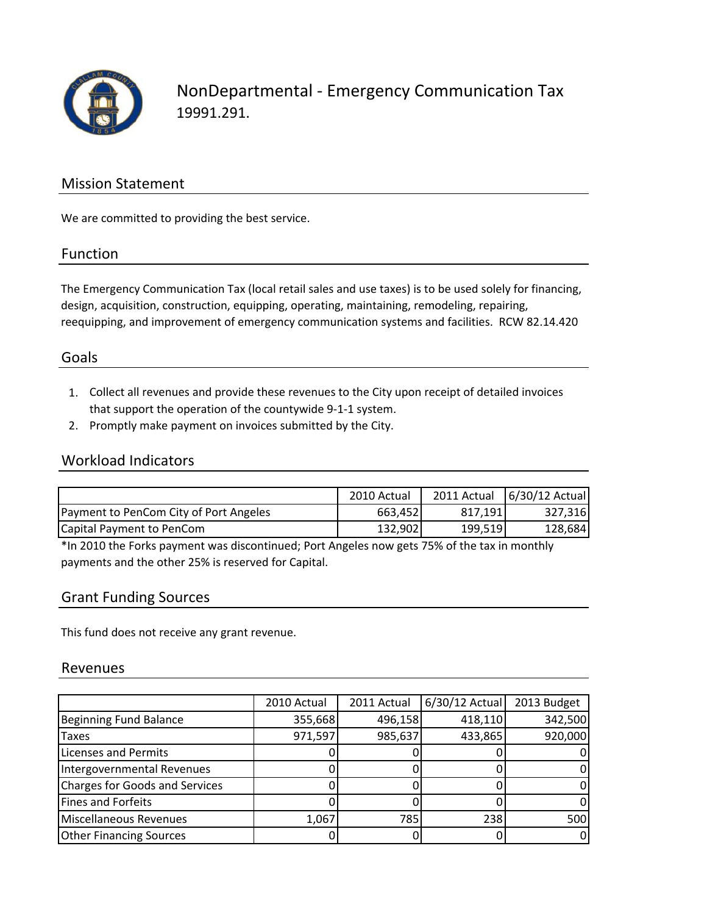# NonDepartmental - Emergency Communication Tax

19991.291.

## Mission Statement

We are committed to providing the best service.

## Function

The Emergency Communication Tax (local retail sales and use taxes) is to be used solely for financing, design, acquisition, construction, equipping, operating, maintaining, remodeling, repairing, reequipping, and improvement of emergency communication systems and facilities. RCW 82.14.420

## Goals

1. Collect all revenues and provide these revenues to the City upon receipt of detailed invoices that support the operation of the countywide 9-1-1 system.
2. Promptly make payment on invoices submitted by the City.

## Workload Indicators

| | 2010 Actual | 2011 Actual | 6/30/12 Actual |
|---|---|---|---|
| Payment to PenCom City of Port Angeles | 663,452 | 817,191 | 327,316 |
| Capital Payment to PenCom | 132,902 | 199,519 | 128,684 |

*In 2010 the Forks payment was discontinued; Port Angeles now gets 75% of the tax in monthly payments and the other 25% is reserved for Capital.

## Grant Funding Sources

This fund does not receive any grant revenue.

## Revenues

| | 2010 Actual | 2011 Actual | 6/30/12 Actual | 2013 Budget |
|---|---|---|---|---|
| Beginning Fund Balance | 355,668 | 496,158 | 418,110 | 342,500 |
| Taxes | 971,597 | 985,637 | 433,865 | 920,000 |
| Licenses and Permits | 0 | 0 | 0 | 0 |
| Intergovernmental Revenues | 0 | 0 | 0 | 0 |
| Charges for Goods and Services | 0 | 0 | 0 | 0 |
| Fines and Forfeits | 0 | 0 | 0 | 0 |
| Miscellaneous Revenues | 1,067 | 785 | 238 | 500 |
| Other Financing Sources | 0 | 0 | 0 | 0 |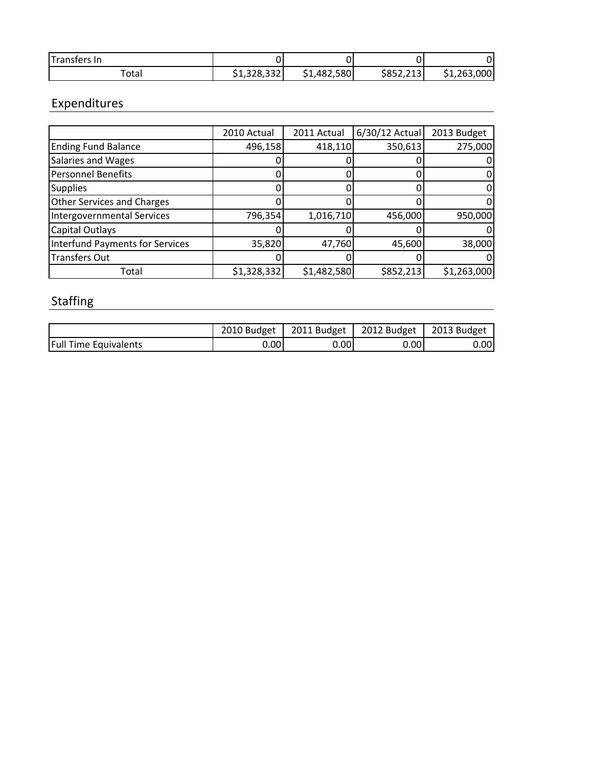| | | | | |
|---|---|---|---|---|
| Transfers In | 0 | 0 | 0 | 0 |
| Total | $1,328,332 | $1,482,580 | $852,213 | $1,263,000 |

## Expenditures

| | 2010 Actual | 2011 Actual | 6/30/12 Actual | 2013 Budget |
|---|---|---|---|---|
| Ending Fund Balance | 496,158 | 418,110 | 350,613 | 275,000 |
| Salaries and Wages | 0 | 0 | 0 | 0 |
| Personnel Benefits | 0 | 0 | 0 | 0 |
| Supplies | 0 | 0 | 0 | 0 |
| Other Services and Charges | 0 | 0 | 0 | 0 |
| Intergovernmental Services | 796,354 | 1,016,710 | 456,000 | 950,000 |
| Capital Outlays | 0 | 0 | 0 | 0 |
| Interfund Payments for Services | 35,820 | 47,760 | 45,600 | 38,000 |
| Transfers Out | 0 | 0 | 0 | 0 |
| Total | $1,328,332 | $1,482,580 | $852,213 | $1,263,000 |

## Staffing

| | 2010 Budget | 2011 Budget | 2012 Budget | 2013 Budget |
|---|---|---|---|---|
| Full Time Equivalents | 0.00 | 0.00 | 0.00 | 0.00 |